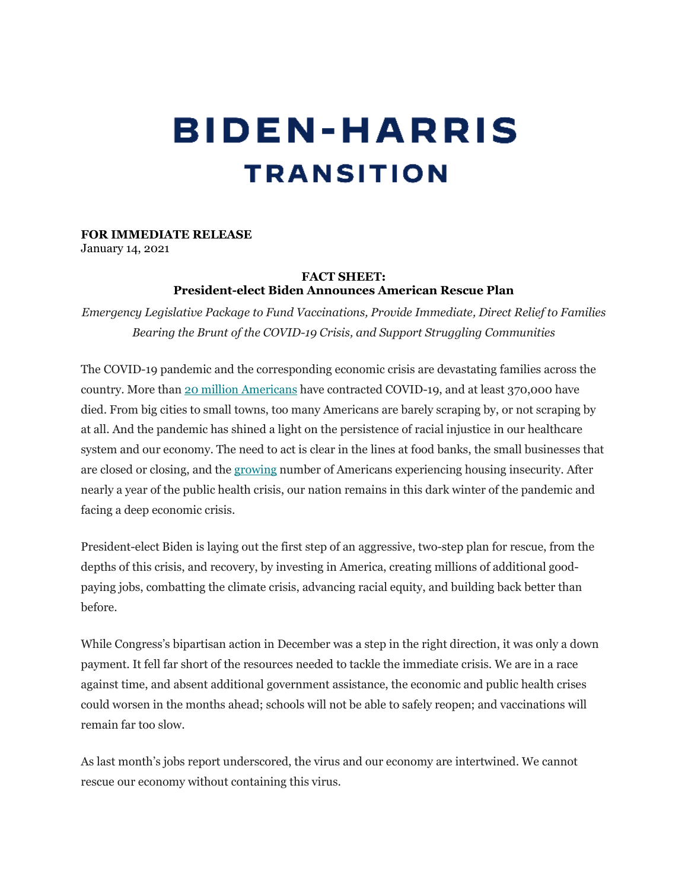# BIDEN-HARRIS TRANSITION

**FOR IMMEDIATE RELEASE**
January 14, 2021

## FACT SHEET:
## President-elect Biden Announces American Rescue Plan

*Emergency Legislative Package to Fund Vaccinations, Provide Immediate, Direct Relief to Families Bearing the Brunt of the COVID-19 Crisis, and Support Struggling Communities*

The COVID-19 pandemic and the corresponding economic crisis are devastating families across the country. More than 20 million Americans have contracted COVID-19, and at least 370,000 have died. From big cities to small towns, too many Americans are barely scraping by, or not scraping by at all. And the pandemic has shined a light on the persistence of racial injustice in our healthcare system and our economy. The need to act is clear in the lines at food banks, the small businesses that are closed or closing, and the growing number of Americans experiencing housing insecurity. After nearly a year of the public health crisis, our nation remains in this dark winter of the pandemic and facing a deep economic crisis.

President-elect Biden is laying out the first step of an aggressive, two-step plan for rescue, from the depths of this crisis, and recovery, by investing in America, creating millions of additional good-paying jobs, combatting the climate crisis, advancing racial equity, and building back better than before.

While Congress's bipartisan action in December was a step in the right direction, it was only a down payment. It fell far short of the resources needed to tackle the immediate crisis. We are in a race against time, and absent additional government assistance, the economic and public health crises could worsen in the months ahead; schools will not be able to safely reopen; and vaccinations will remain far too slow.

As last month's jobs report underscored, the virus and our economy are intertwined. We cannot rescue our economy without containing this virus.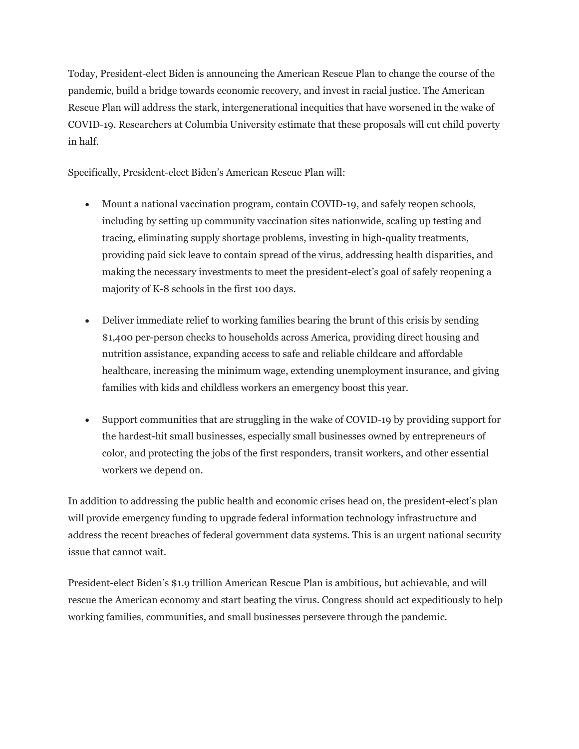Today, President-elect Biden is announcing the American Rescue Plan to change the course of the pandemic, build a bridge towards economic recovery, and invest in racial justice. The American Rescue Plan will address the stark, intergenerational inequities that have worsened in the wake of COVID-19. Researchers at Columbia University estimate that these proposals will cut child poverty in half.

Specifically, President-elect Biden's American Rescue Plan will:

- Mount a national vaccination program, contain COVID-19, and safely reopen schools, including by setting up community vaccination sites nationwide, scaling up testing and tracing, eliminating supply shortage problems, investing in high-quality treatments, providing paid sick leave to contain spread of the virus, addressing health disparities, and making the necessary investments to meet the president-elect's goal of safely reopening a majority of K-8 schools in the first 100 days.

- Deliver immediate relief to working families bearing the brunt of this crisis by sending $1,400 per-person checks to households across America, providing direct housing and nutrition assistance, expanding access to safe and reliable childcare and affordable healthcare, increasing the minimum wage, extending unemployment insurance, and giving families with kids and childless workers an emergency boost this year.

- Support communities that are struggling in the wake of COVID-19 by providing support for the hardest-hit small businesses, especially small businesses owned by entrepreneurs of color, and protecting the jobs of the first responders, transit workers, and other essential workers we depend on.

In addition to addressing the public health and economic crises head on, the president-elect's plan will provide emergency funding to upgrade federal information technology infrastructure and address the recent breaches of federal government data systems. This is an urgent national security issue that cannot wait.

President-elect Biden's $1.9 trillion American Rescue Plan is ambitious, but achievable, and will rescue the American economy and start beating the virus. Congress should act expeditiously to help working families, communities, and small businesses persevere through the pandemic.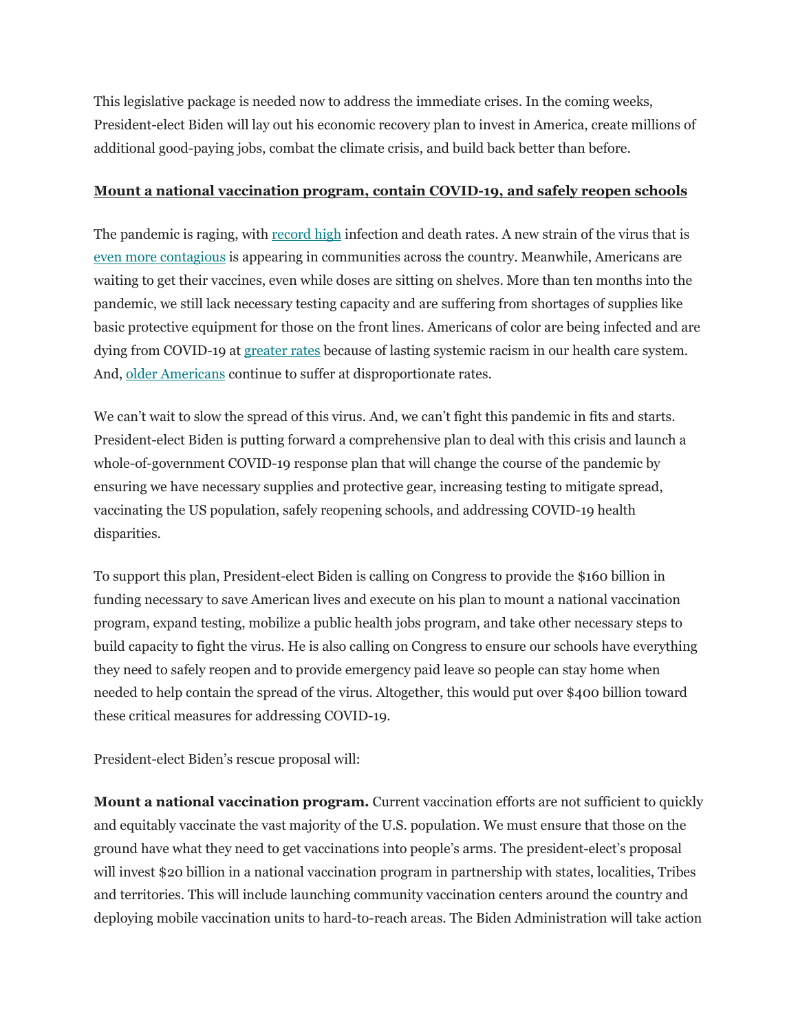This legislative package is needed now to address the immediate crises. In the coming weeks, President-elect Biden will lay out his economic recovery plan to invest in America, create millions of additional good-paying jobs, combat the climate crisis, and build back better than before.

## Mount a national vaccination program, contain COVID-19, and safely reopen schools

The pandemic is raging, with record high infection and death rates. A new strain of the virus that is even more contagious is appearing in communities across the country. Meanwhile, Americans are waiting to get their vaccines, even while doses are sitting on shelves. More than ten months into the pandemic, we still lack necessary testing capacity and are suffering from shortages of supplies like basic protective equipment for those on the front lines. Americans of color are being infected and are dying from COVID-19 at greater rates because of lasting systemic racism in our health care system. And, older Americans continue to suffer at disproportionate rates.

We can't wait to slow the spread of this virus. And, we can't fight this pandemic in fits and starts. President-elect Biden is putting forward a comprehensive plan to deal with this crisis and launch a whole-of-government COVID-19 response plan that will change the course of the pandemic by ensuring we have necessary supplies and protective gear, increasing testing to mitigate spread, vaccinating the US population, safely reopening schools, and addressing COVID-19 health disparities.

To support this plan, President-elect Biden is calling on Congress to provide the $160 billion in funding necessary to save American lives and execute on his plan to mount a national vaccination program, expand testing, mobilize a public health jobs program, and take other necessary steps to build capacity to fight the virus. He is also calling on Congress to ensure our schools have everything they need to safely reopen and to provide emergency paid leave so people can stay home when needed to help contain the spread of the virus. Altogether, this would put over $400 billion toward these critical measures for addressing COVID-19.

President-elect Biden's rescue proposal will:

**Mount a national vaccination program.** Current vaccination efforts are not sufficient to quickly and equitably vaccinate the vast majority of the U.S. population. We must ensure that those on the ground have what they need to get vaccinations into people's arms. The president-elect's proposal will invest $20 billion in a national vaccination program in partnership with states, localities, Tribes and territories. This will include launching community vaccination centers around the country and deploying mobile vaccination units to hard-to-reach areas. The Biden Administration will take action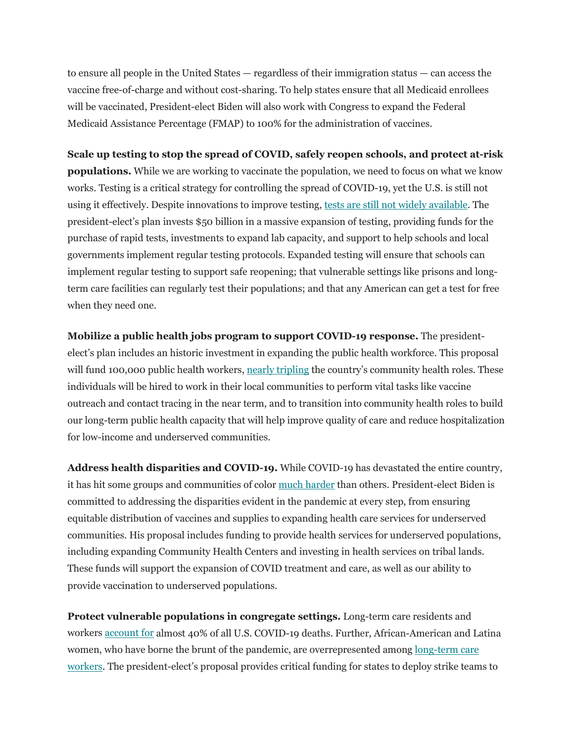to ensure all people in the United States — regardless of their immigration status — can access the vaccine free-of-charge and without cost-sharing. To help states ensure that all Medicaid enrollees will be vaccinated, President-elect Biden will also work with Congress to expand the Federal Medicaid Assistance Percentage (FMAP) to 100% for the administration of vaccines.

**Scale up testing to stop the spread of COVID, safely reopen schools, and protect at-risk populations.** While we are working to vaccinate the population, we need to focus on what we know works. Testing is a critical strategy for controlling the spread of COVID-19, yet the U.S. is still not using it effectively. Despite innovations to improve testing, tests are still not widely available. The president-elect's plan invests $50 billion in a massive expansion of testing, providing funds for the purchase of rapid tests, investments to expand lab capacity, and support to help schools and local governments implement regular testing protocols. Expanded testing will ensure that schools can implement regular testing to support safe reopening; that vulnerable settings like prisons and long-term care facilities can regularly test their populations; and that any American can get a test for free when they need one.

**Mobilize a public health jobs program to support COVID-19 response.** The president-elect's plan includes an historic investment in expanding the public health workforce. This proposal will fund 100,000 public health workers, nearly tripling the country's community health roles. These individuals will be hired to work in their local communities to perform vital tasks like vaccine outreach and contact tracing in the near term, and to transition into community health roles to build our long-term public health capacity that will help improve quality of care and reduce hospitalization for low-income and underserved communities.

**Address health disparities and COVID-19.** While COVID-19 has devastated the entire country, it has hit some groups and communities of color much harder than others. President-elect Biden is committed to addressing the disparities evident in the pandemic at every step, from ensuring equitable distribution of vaccines and supplies to expanding health care services for underserved communities. His proposal includes funding to provide health services for underserved populations, including expanding Community Health Centers and investing in health services on tribal lands. These funds will support the expansion of COVID treatment and care, as well as our ability to provide vaccination to underserved populations.

**Protect vulnerable populations in congregate settings.** Long-term care residents and workers account for almost 40% of all U.S. COVID-19 deaths. Further, African-American and Latina women, who have borne the brunt of the pandemic, are overrepresented among long-term care workers. The president-elect's proposal provides critical funding for states to deploy strike teams to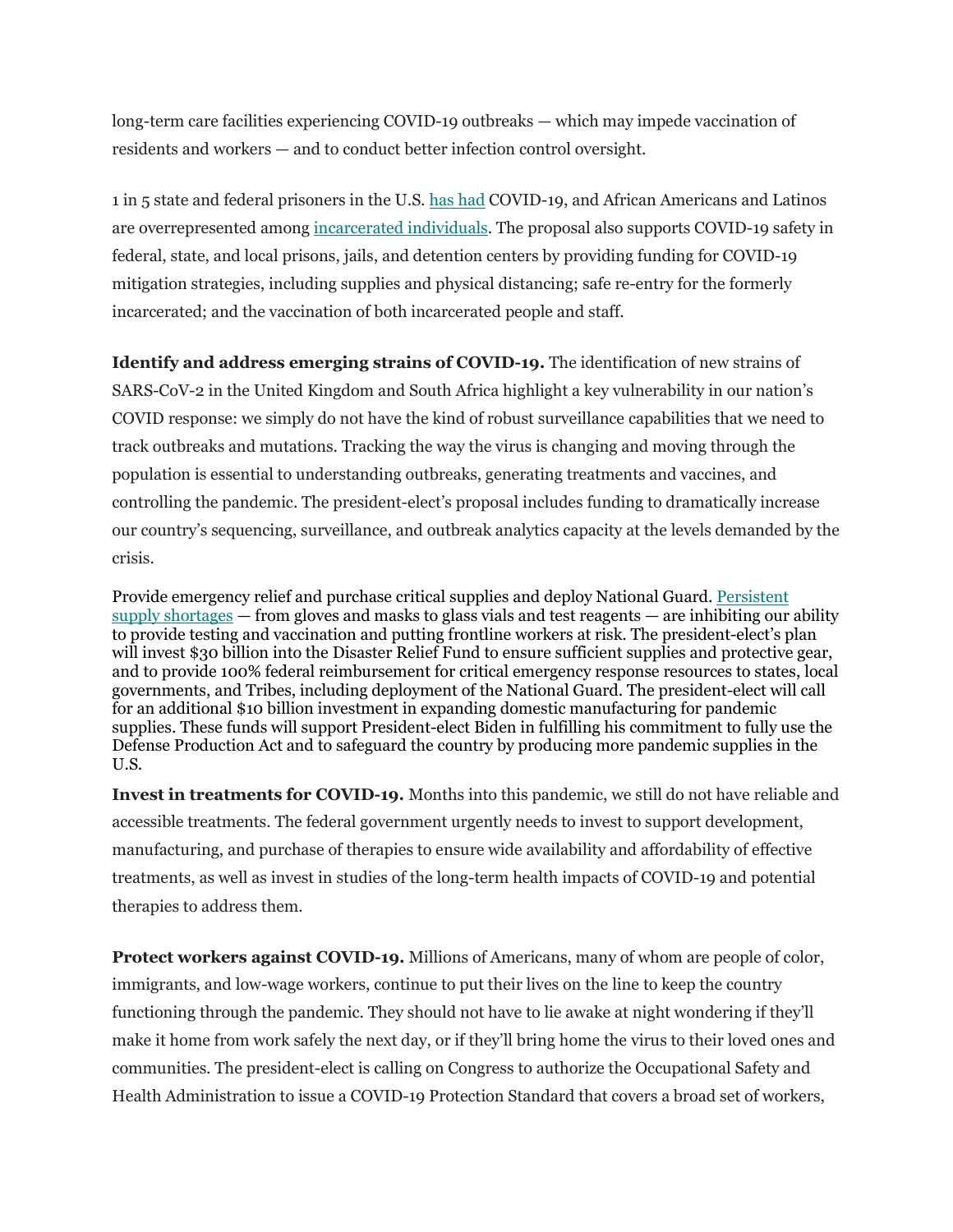long-term care facilities experiencing COVID-19 outbreaks — which may impede vaccination of residents and workers — and to conduct better infection control oversight.

1 in 5 state and federal prisoners in the U.S. has had COVID-19, and African Americans and Latinos are overrepresented among incarcerated individuals. The proposal also supports COVID-19 safety in federal, state, and local prisons, jails, and detention centers by providing funding for COVID-19 mitigation strategies, including supplies and physical distancing; safe re-entry for the formerly incarcerated; and the vaccination of both incarcerated people and staff.

**Identify and address emerging strains of COVID-19.** The identification of new strains of SARS-CoV-2 in the United Kingdom and South Africa highlight a key vulnerability in our nation's COVID response: we simply do not have the kind of robust surveillance capabilities that we need to track outbreaks and mutations. Tracking the way the virus is changing and moving through the population is essential to understanding outbreaks, generating treatments and vaccines, and controlling the pandemic. The president-elect's proposal includes funding to dramatically increase our country's sequencing, surveillance, and outbreak analytics capacity at the levels demanded by the crisis.

Provide emergency relief and purchase critical supplies and deploy National Guard. Persistent supply shortages — from gloves and masks to glass vials and test reagents — are inhibiting our ability to provide testing and vaccination and putting frontline workers at risk. The president-elect's plan will invest $30 billion into the Disaster Relief Fund to ensure sufficient supplies and protective gear, and to provide 100% federal reimbursement for critical emergency response resources to states, local governments, and Tribes, including deployment of the National Guard. The president-elect will call for an additional $10 billion investment in expanding domestic manufacturing for pandemic supplies. These funds will support President-elect Biden in fulfilling his commitment to fully use the Defense Production Act and to safeguard the country by producing more pandemic supplies in the U.S.

**Invest in treatments for COVID-19.** Months into this pandemic, we still do not have reliable and accessible treatments. The federal government urgently needs to invest to support development, manufacturing, and purchase of therapies to ensure wide availability and affordability of effective treatments, as well as invest in studies of the long-term health impacts of COVID-19 and potential therapies to address them.

**Protect workers against COVID-19.** Millions of Americans, many of whom are people of color, immigrants, and low-wage workers, continue to put their lives on the line to keep the country functioning through the pandemic. They should not have to lie awake at night wondering if they'll make it home from work safely the next day, or if they'll bring home the virus to their loved ones and communities. The president-elect is calling on Congress to authorize the Occupational Safety and Health Administration to issue a COVID-19 Protection Standard that covers a broad set of workers,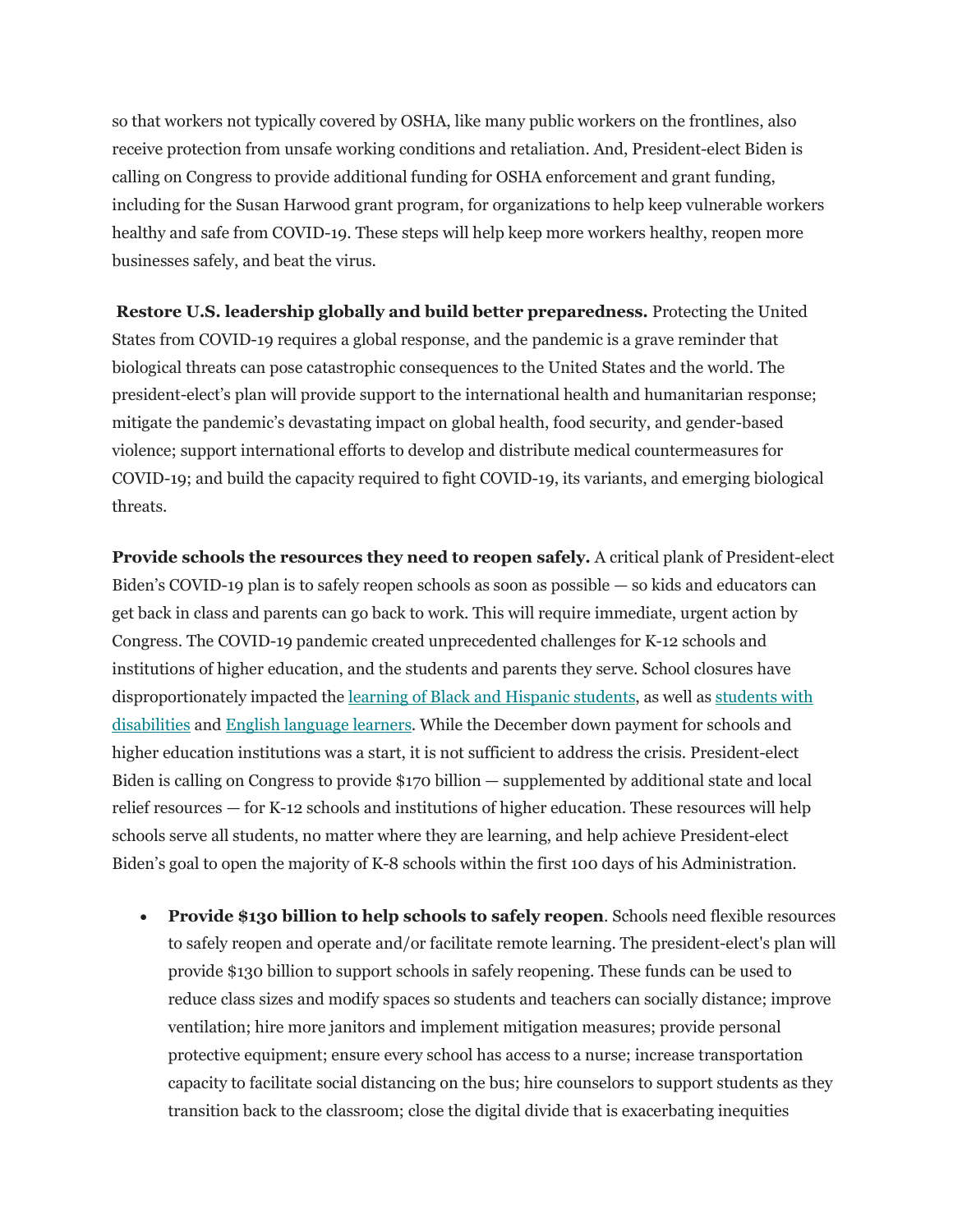so that workers not typically covered by OSHA, like many public workers on the frontlines, also receive protection from unsafe working conditions and retaliation. And, President-elect Biden is calling on Congress to provide additional funding for OSHA enforcement and grant funding, including for the Susan Harwood grant program, for organizations to help keep vulnerable workers healthy and safe from COVID-19. These steps will help keep more workers healthy, reopen more businesses safely, and beat the virus.

**Restore U.S. leadership globally and build better preparedness.** Protecting the United States from COVID-19 requires a global response, and the pandemic is a grave reminder that biological threats can pose catastrophic consequences to the United States and the world. The president-elect's plan will provide support to the international health and humanitarian response; mitigate the pandemic's devastating impact on global health, food security, and gender-based violence; support international efforts to develop and distribute medical countermeasures for COVID-19; and build the capacity required to fight COVID-19, its variants, and emerging biological threats.

**Provide schools the resources they need to reopen safely.** A critical plank of President-elect Biden's COVID-19 plan is to safely reopen schools as soon as possible — so kids and educators can get back in class and parents can go back to work. This will require immediate, urgent action by Congress. The COVID-19 pandemic created unprecedented challenges for K-12 schools and institutions of higher education, and the students and parents they serve. School closures have disproportionately impacted the learning of Black and Hispanic students, as well as students with disabilities and English language learners. While the December down payment for schools and higher education institutions was a start, it is not sufficient to address the crisis. President-elect Biden is calling on Congress to provide $170 billion — supplemented by additional state and local relief resources — for K-12 schools and institutions of higher education. These resources will help schools serve all students, no matter where they are learning, and help achieve President-elect Biden's goal to open the majority of K-8 schools within the first 100 days of his Administration.

- **Provide $130 billion to help schools to safely reopen**. Schools need flexible resources to safely reopen and operate and/or facilitate remote learning. The president-elect's plan will provide $130 billion to support schools in safely reopening. These funds can be used to reduce class sizes and modify spaces so students and teachers can socially distance; improve ventilation; hire more janitors and implement mitigation measures; provide personal protective equipment; ensure every school has access to a nurse; increase transportation capacity to facilitate social distancing on the bus; hire counselors to support students as they transition back to the classroom; close the digital divide that is exacerbating inequities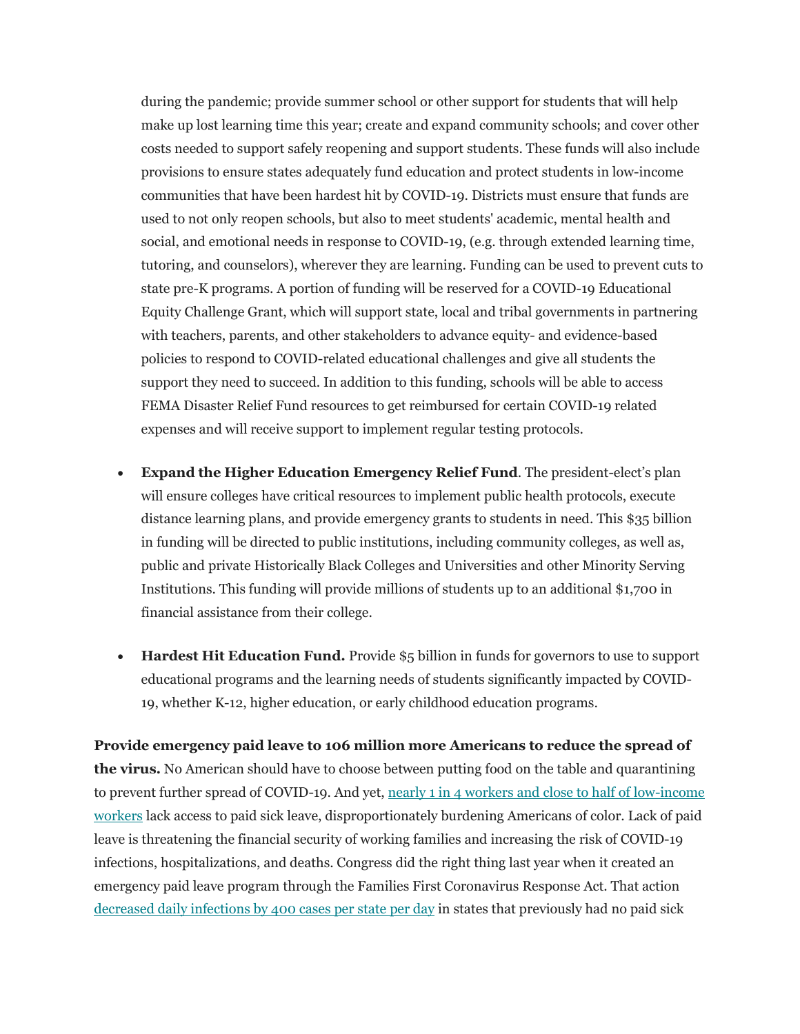during the pandemic; provide summer school or other support for students that will help make up lost learning time this year; create and expand community schools; and cover other costs needed to support safely reopening and support students. These funds will also include provisions to ensure states adequately fund education and protect students in low-income communities that have been hardest hit by COVID-19. Districts must ensure that funds are used to not only reopen schools, but also to meet students' academic, mental health and social, and emotional needs in response to COVID-19, (e.g. through extended learning time, tutoring, and counselors), wherever they are learning. Funding can be used to prevent cuts to state pre-K programs. A portion of funding will be reserved for a COVID-19 Educational Equity Challenge Grant, which will support state, local and tribal governments in partnering with teachers, parents, and other stakeholders to advance equity- and evidence-based policies to respond to COVID-related educational challenges and give all students the support they need to succeed. In addition to this funding, schools will be able to access FEMA Disaster Relief Fund resources to get reimbursed for certain COVID-19 related expenses and will receive support to implement regular testing protocols.

- **Expand the Higher Education Emergency Relief Fund**. The president-elect's plan will ensure colleges have critical resources to implement public health protocols, execute distance learning plans, and provide emergency grants to students in need. This $35 billion in funding will be directed to public institutions, including community colleges, as well as, public and private Historically Black Colleges and Universities and other Minority Serving Institutions. This funding will provide millions of students up to an additional $1,700 in financial assistance from their college.

- **Hardest Hit Education Fund.** Provide $5 billion in funds for governors to use to support educational programs and the learning needs of students significantly impacted by COVID-19, whether K-12, higher education, or early childhood education programs.

**Provide emergency paid leave to 106 million more Americans to reduce the spread of the virus.** No American should have to choose between putting food on the table and quarantining to prevent further spread of COVID-19. And yet, nearly 1 in 4 workers and close to half of low-income workers lack access to paid sick leave, disproportionately burdening Americans of color. Lack of paid leave is threatening the financial security of working families and increasing the risk of COVID-19 infections, hospitalizations, and deaths. Congress did the right thing last year when it created an emergency paid leave program through the Families First Coronavirus Response Act. That action decreased daily infections by 400 cases per state per day in states that previously had no paid sick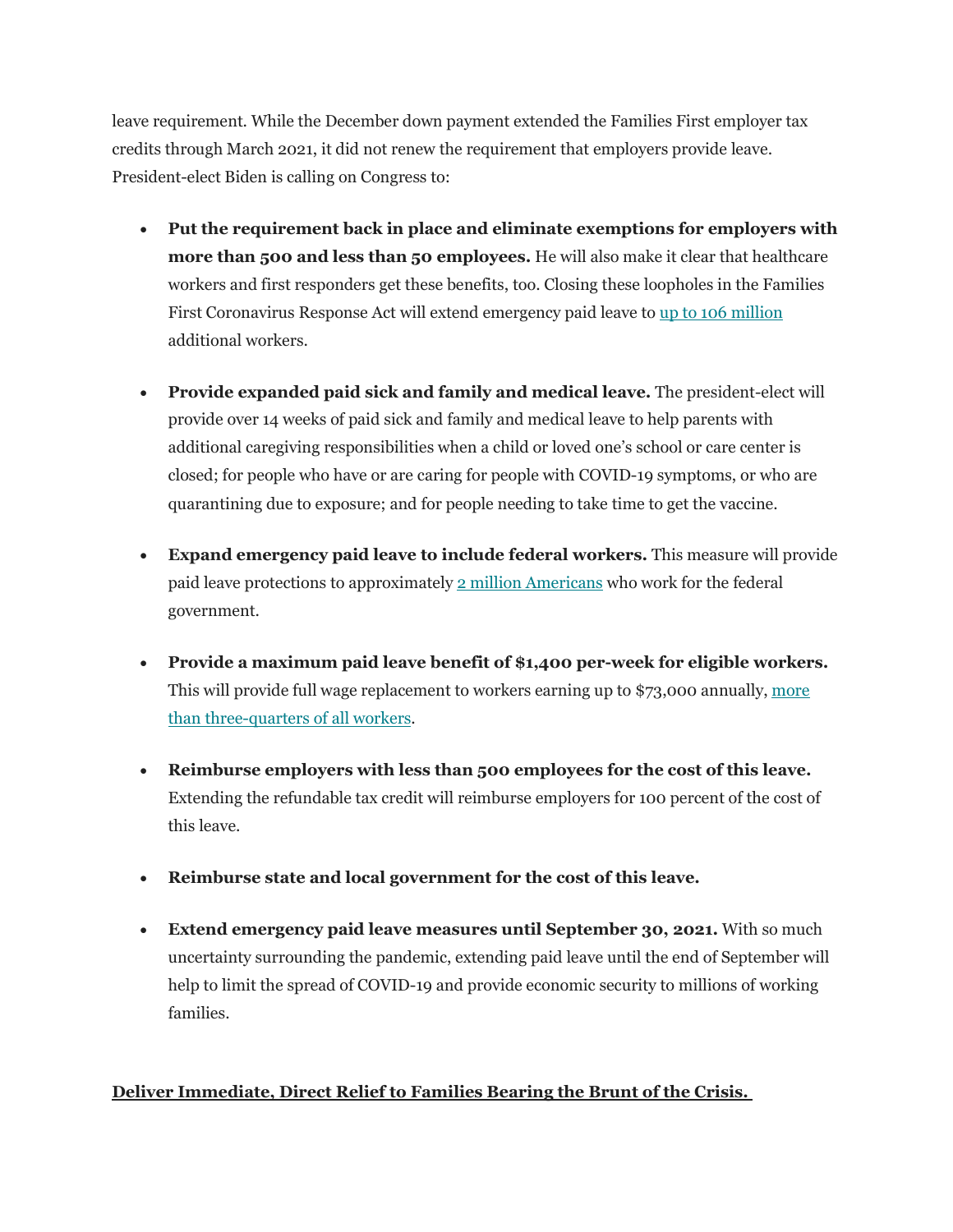leave requirement. While the December down payment extended the Families First employer tax credits through March 2021, it did not renew the requirement that employers provide leave. President-elect Biden is calling on Congress to:

- **Put the requirement back in place and eliminate exemptions for employers with more than 500 and less than 50 employees.** He will also make it clear that healthcare workers and first responders get these benefits, too. Closing these loopholes in the Families First Coronavirus Response Act will extend emergency paid leave to up to 106 million additional workers.

- **Provide expanded paid sick and family and medical leave.** The president-elect will provide over 14 weeks of paid sick and family and medical leave to help parents with additional caregiving responsibilities when a child or loved one's school or care center is closed; for people who have or are caring for people with COVID-19 symptoms, or who are quarantining due to exposure; and for people needing to take time to get the vaccine.

- **Expand emergency paid leave to include federal workers.** This measure will provide paid leave protections to approximately 2 million Americans who work for the federal government.

- **Provide a maximum paid leave benefit of $1,400 per-week for eligible workers.** This will provide full wage replacement to workers earning up to $73,000 annually, more than three-quarters of all workers.

- **Reimburse employers with less than 500 employees for the cost of this leave.** Extending the refundable tax credit will reimburse employers for 100 percent of the cost of this leave.

- **Reimburse state and local government for the cost of this leave.**

- **Extend emergency paid leave measures until September 30, 2021.** With so much uncertainty surrounding the pandemic, extending paid leave until the end of September will help to limit the spread of COVID-19 and provide economic security to millions of working families.

**Deliver Immediate, Direct Relief to Families Bearing the Brunt of the Crisis.**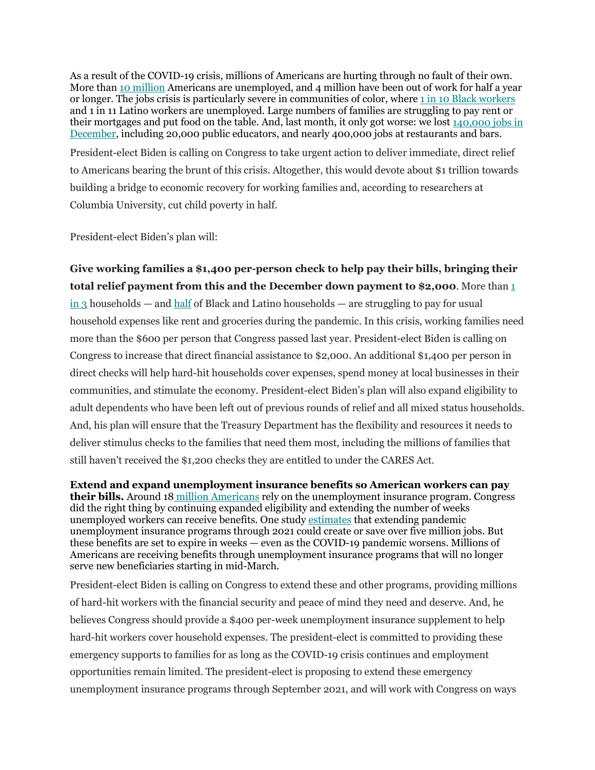As a result of the COVID-19 crisis, millions of Americans are hurting through no fault of their own. More than 10 million Americans are unemployed, and 4 million have been out of work for half a year or longer. The jobs crisis is particularly severe in communities of color, where 1 in 10 Black workers and 1 in 11 Latino workers are unemployed. Large numbers of families are struggling to pay rent or their mortgages and put food on the table. And, last month, it only got worse: we lost 140,000 jobs in December, including 20,000 public educators, and nearly 400,000 jobs at restaurants and bars.

President-elect Biden is calling on Congress to take urgent action to deliver immediate, direct relief to Americans bearing the brunt of this crisis. Altogether, this would devote about $1 trillion towards building a bridge to economic recovery for working families and, according to researchers at Columbia University, cut child poverty in half.

President-elect Biden's plan will:

**Give working families a $1,400 per-person check to help pay their bills, bringing their total relief payment from this and the December down payment to $2,000**. More than 1 in 3 households — and half of Black and Latino households — are struggling to pay for usual household expenses like rent and groceries during the pandemic. In this crisis, working families need more than the $600 per person that Congress passed last year. President-elect Biden is calling on Congress to increase that direct financial assistance to $2,000. An additional $1,400 per person in direct checks will help hard-hit households cover expenses, spend money at local businesses in their communities, and stimulate the economy. President-elect Biden's plan will also expand eligibility to adult dependents who have been left out of previous rounds of relief and all mixed status households. And, his plan will ensure that the Treasury Department has the flexibility and resources it needs to deliver stimulus checks to the families that need them most, including the millions of families that still haven't received the $1,200 checks they are entitled to under the CARES Act.

**Extend and expand unemployment insurance benefits so American workers can pay their bills.** Around 18 million Americans rely on the unemployment insurance program. Congress did the right thing by continuing expanded eligibility and extending the number of weeks unemployed workers can receive benefits. One study estimates that extending pandemic unemployment insurance programs through 2021 could create or save over five million jobs. But these benefits are set to expire in weeks — even as the COVID-19 pandemic worsens. Millions of Americans are receiving benefits through unemployment insurance programs that will no longer serve new beneficiaries starting in mid-March.

President-elect Biden is calling on Congress to extend these and other programs, providing millions of hard-hit workers with the financial security and peace of mind they need and deserve. And, he believes Congress should provide a $400 per-week unemployment insurance supplement to help hard-hit workers cover household expenses. The president-elect is committed to providing these emergency supports to families for as long as the COVID-19 crisis continues and employment opportunities remain limited. The president-elect is proposing to extend these emergency unemployment insurance programs through September 2021, and will work with Congress on ways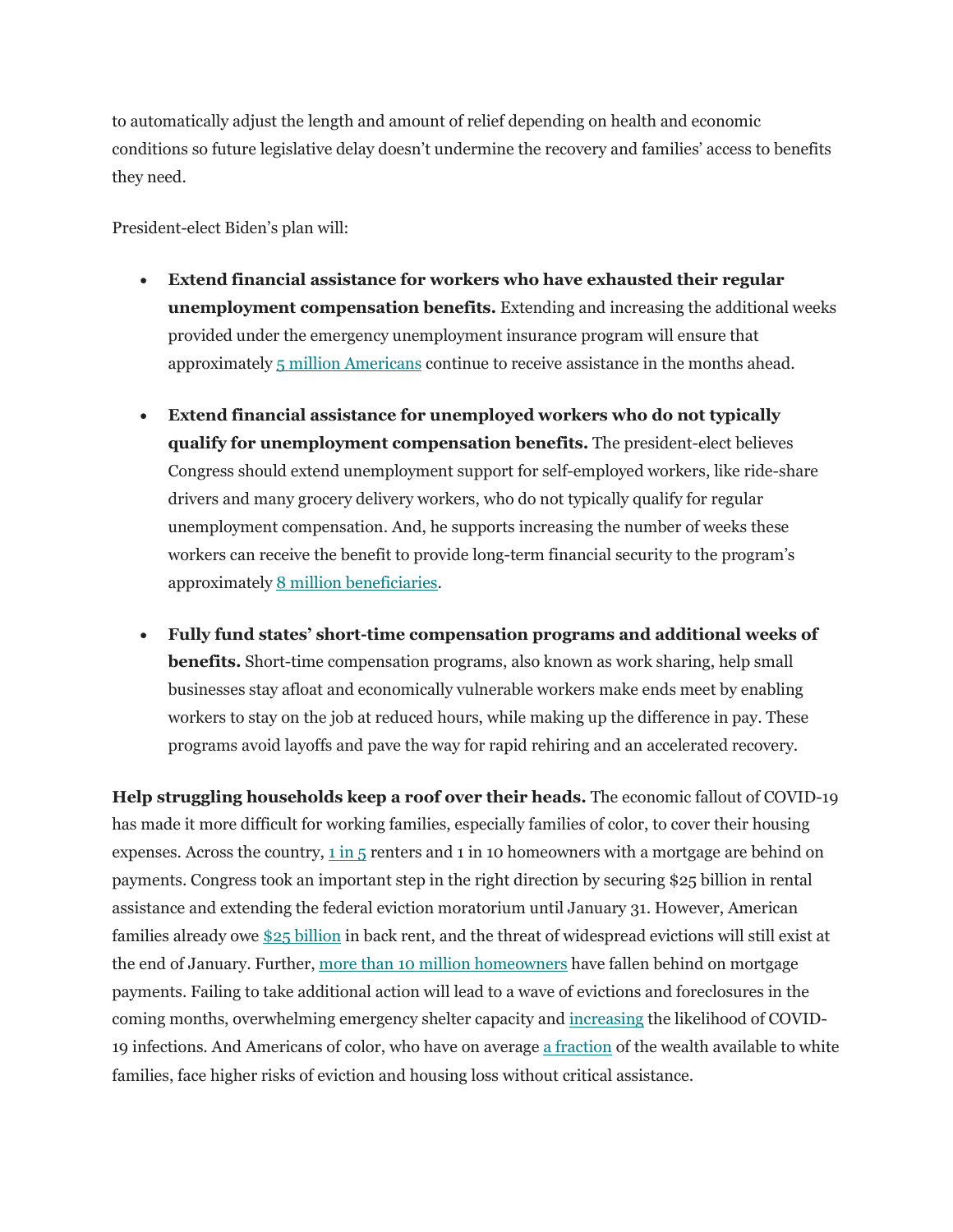to automatically adjust the length and amount of relief depending on health and economic conditions so future legislative delay doesn't undermine the recovery and families' access to benefits they need.

President-elect Biden's plan will:

- **Extend financial assistance for workers who have exhausted their regular unemployment compensation benefits.** Extending and increasing the additional weeks provided under the emergency unemployment insurance program will ensure that approximately 5 million Americans continue to receive assistance in the months ahead.

- **Extend financial assistance for unemployed workers who do not typically qualify for unemployment compensation benefits.** The president-elect believes Congress should extend unemployment support for self-employed workers, like ride-share drivers and many grocery delivery workers, who do not typically qualify for regular unemployment compensation. And, he supports increasing the number of weeks these workers can receive the benefit to provide long-term financial security to the program's approximately 8 million beneficiaries.

- **Fully fund states' short-time compensation programs and additional weeks of benefits.** Short-time compensation programs, also known as work sharing, help small businesses stay afloat and economically vulnerable workers make ends meet by enabling workers to stay on the job at reduced hours, while making up the difference in pay. These programs avoid layoffs and pave the way for rapid rehiring and an accelerated recovery.

**Help struggling households keep a roof over their heads.** The economic fallout of COVID-19 has made it more difficult for working families, especially families of color, to cover their housing expenses. Across the country, 1 in 5 renters and 1 in 10 homeowners with a mortgage are behind on payments. Congress took an important step in the right direction by securing $25 billion in rental assistance and extending the federal eviction moratorium until January 31. However, American families already owe $25 billion in back rent, and the threat of widespread evictions will still exist at the end of January. Further, more than 10 million homeowners have fallen behind on mortgage payments. Failing to take additional action will lead to a wave of evictions and foreclosures in the coming months, overwhelming emergency shelter capacity and increasing the likelihood of COVID-19 infections. And Americans of color, who have on average a fraction of the wealth available to white families, face higher risks of eviction and housing loss without critical assistance.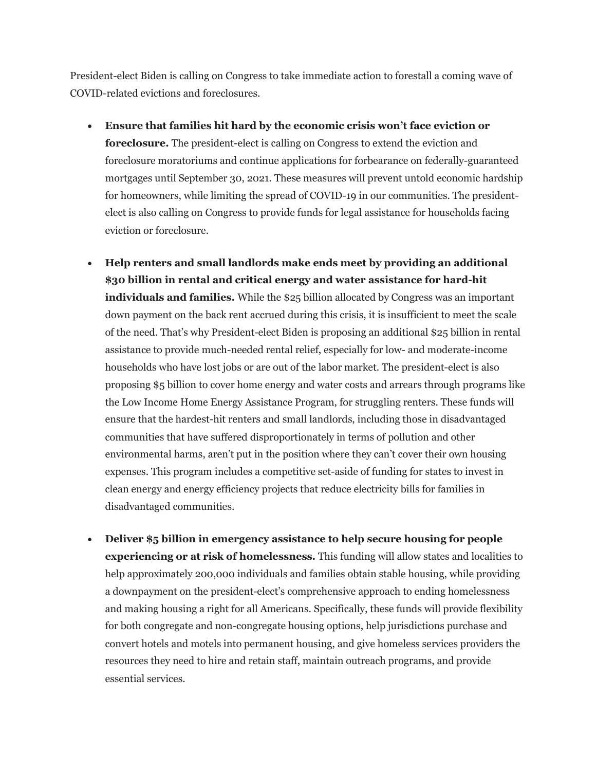President-elect Biden is calling on Congress to take immediate action to forestall a coming wave of COVID-related evictions and foreclosures.

- **Ensure that families hit hard by the economic crisis won't face eviction or foreclosure.** The president-elect is calling on Congress to extend the eviction and foreclosure moratoriums and continue applications for forbearance on federally-guaranteed mortgages until September 30, 2021. These measures will prevent untold economic hardship for homeowners, while limiting the spread of COVID-19 in our communities. The president-elect is also calling on Congress to provide funds for legal assistance for households facing eviction or foreclosure.

- **Help renters and small landlords make ends meet by providing an additional $30 billion in rental and critical energy and water assistance for hard-hit individuals and families.** While the $25 billion allocated by Congress was an important down payment on the back rent accrued during this crisis, it is insufficient to meet the scale of the need. That's why President-elect Biden is proposing an additional $25 billion in rental assistance to provide much-needed rental relief, especially for low- and moderate-income households who have lost jobs or are out of the labor market. The president-elect is also proposing $5 billion to cover home energy and water costs and arrears through programs like the Low Income Home Energy Assistance Program, for struggling renters. These funds will ensure that the hardest-hit renters and small landlords, including those in disadvantaged communities that have suffered disproportionately in terms of pollution and other environmental harms, aren't put in the position where they can't cover their own housing expenses. This program includes a competitive set-aside of funding for states to invest in clean energy and energy efficiency projects that reduce electricity bills for families in disadvantaged communities.

- **Deliver $5 billion in emergency assistance to help secure housing for people experiencing or at risk of homelessness.** This funding will allow states and localities to help approximately 200,000 individuals and families obtain stable housing, while providing a downpayment on the president-elect's comprehensive approach to ending homelessness and making housing a right for all Americans. Specifically, these funds will provide flexibility for both congregate and non-congregate housing options, help jurisdictions purchase and convert hotels and motels into permanent housing, and give homeless services providers the resources they need to hire and retain staff, maintain outreach programs, and provide essential services.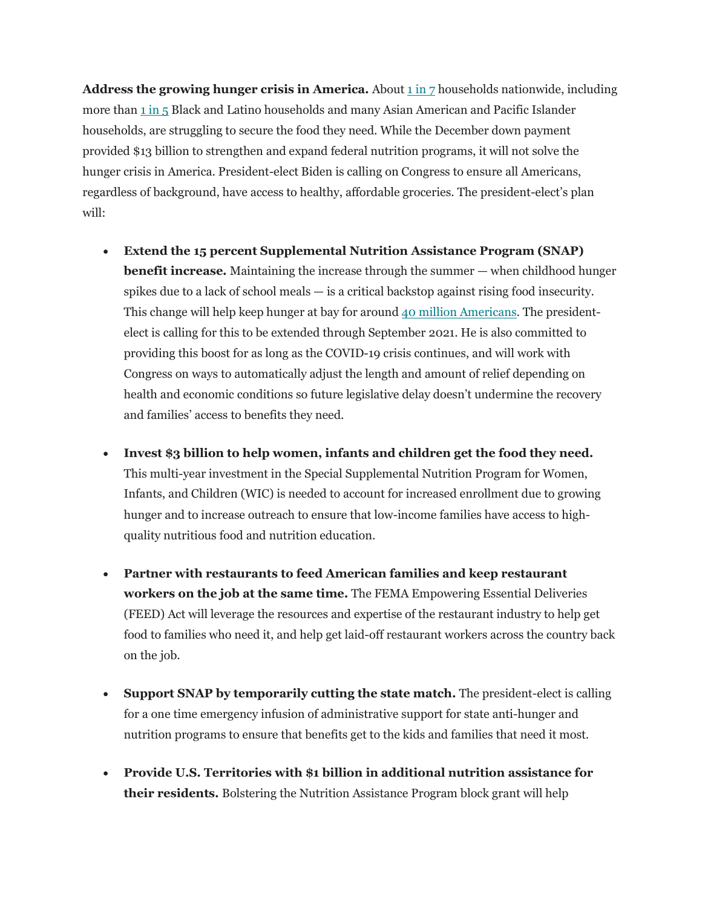**Address the growing hunger crisis in America.** About 1 in 7 households nationwide, including more than 1 in 5 Black and Latino households and many Asian American and Pacific Islander households, are struggling to secure the food they need. While the December down payment provided $13 billion to strengthen and expand federal nutrition programs, it will not solve the hunger crisis in America. President-elect Biden is calling on Congress to ensure all Americans, regardless of background, have access to healthy, affordable groceries. The president-elect's plan will:

- **Extend the 15 percent Supplemental Nutrition Assistance Program (SNAP) benefit increase.** Maintaining the increase through the summer — when childhood hunger spikes due to a lack of school meals — is a critical backstop against rising food insecurity. This change will help keep hunger at bay for around 40 million Americans. The president-elect is calling for this to be extended through September 2021. He is also committed to providing this boost for as long as the COVID-19 crisis continues, and will work with Congress on ways to automatically adjust the length and amount of relief depending on health and economic conditions so future legislative delay doesn't undermine the recovery and families' access to benefits they need.

- **Invest $3 billion to help women, infants and children get the food they need.** This multi-year investment in the Special Supplemental Nutrition Program for Women, Infants, and Children (WIC) is needed to account for increased enrollment due to growing hunger and to increase outreach to ensure that low-income families have access to high-quality nutritious food and nutrition education.

- **Partner with restaurants to feed American families and keep restaurant workers on the job at the same time.** The FEMA Empowering Essential Deliveries (FEED) Act will leverage the resources and expertise of the restaurant industry to help get food to families who need it, and help get laid-off restaurant workers across the country back on the job.

- **Support SNAP by temporarily cutting the state match.** The president-elect is calling for a one time emergency infusion of administrative support for state anti-hunger and nutrition programs to ensure that benefits get to the kids and families that need it most.

- **Provide U.S. Territories with $1 billion in additional nutrition assistance for their residents.** Bolstering the Nutrition Assistance Program block grant will help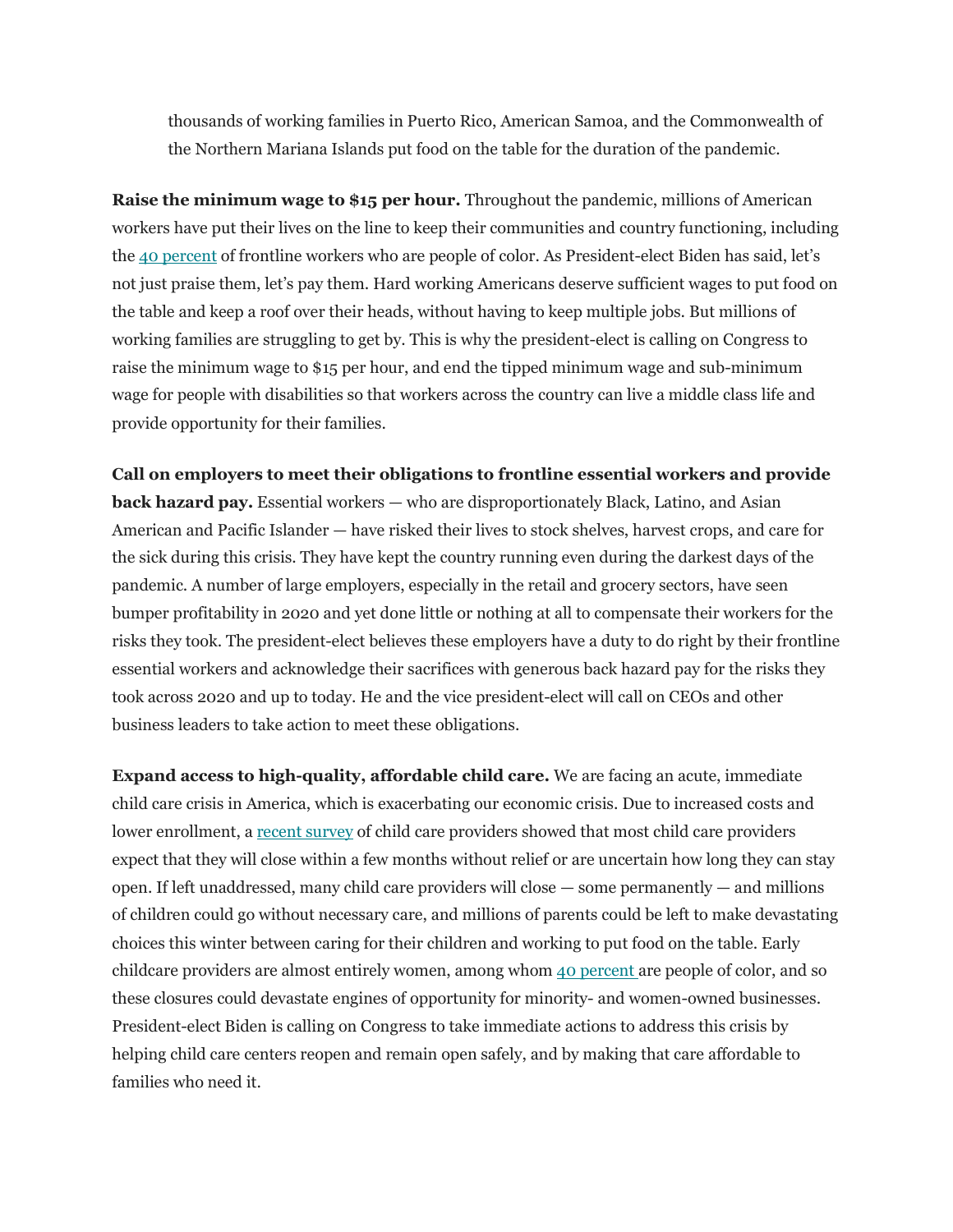thousands of working families in Puerto Rico, American Samoa, and the Commonwealth of the Northern Mariana Islands put food on the table for the duration of the pandemic.

**Raise the minimum wage to $15 per hour.** Throughout the pandemic, millions of American workers have put their lives on the line to keep their communities and country functioning, including the 40 percent of frontline workers who are people of color. As President-elect Biden has said, let's not just praise them, let's pay them. Hard working Americans deserve sufficient wages to put food on the table and keep a roof over their heads, without having to keep multiple jobs. But millions of working families are struggling to get by. This is why the president-elect is calling on Congress to raise the minimum wage to $15 per hour, and end the tipped minimum wage and sub-minimum wage for people with disabilities so that workers across the country can live a middle class life and provide opportunity for their families.

**Call on employers to meet their obligations to frontline essential workers and provide back hazard pay.** Essential workers — who are disproportionately Black, Latino, and Asian American and Pacific Islander — have risked their lives to stock shelves, harvest crops, and care for the sick during this crisis. They have kept the country running even during the darkest days of the pandemic. A number of large employers, especially in the retail and grocery sectors, have seen bumper profitability in 2020 and yet done little or nothing at all to compensate their workers for the risks they took. The president-elect believes these employers have a duty to do right by their frontline essential workers and acknowledge their sacrifices with generous back hazard pay for the risks they took across 2020 and up to today. He and the vice president-elect will call on CEOs and other business leaders to take action to meet these obligations.

**Expand access to high-quality, affordable child care.** We are facing an acute, immediate child care crisis in America, which is exacerbating our economic crisis. Due to increased costs and lower enrollment, a recent survey of child care providers showed that most child care providers expect that they will close within a few months without relief or are uncertain how long they can stay open. If left unaddressed, many child care providers will close — some permanently — and millions of children could go without necessary care, and millions of parents could be left to make devastating choices this winter between caring for their children and working to put food on the table. Early childcare providers are almost entirely women, among whom 40 percent are people of color, and so these closures could devastate engines of opportunity for minority- and women-owned businesses. President-elect Biden is calling on Congress to take immediate actions to address this crisis by helping child care centers reopen and remain open safely, and by making that care affordable to families who need it.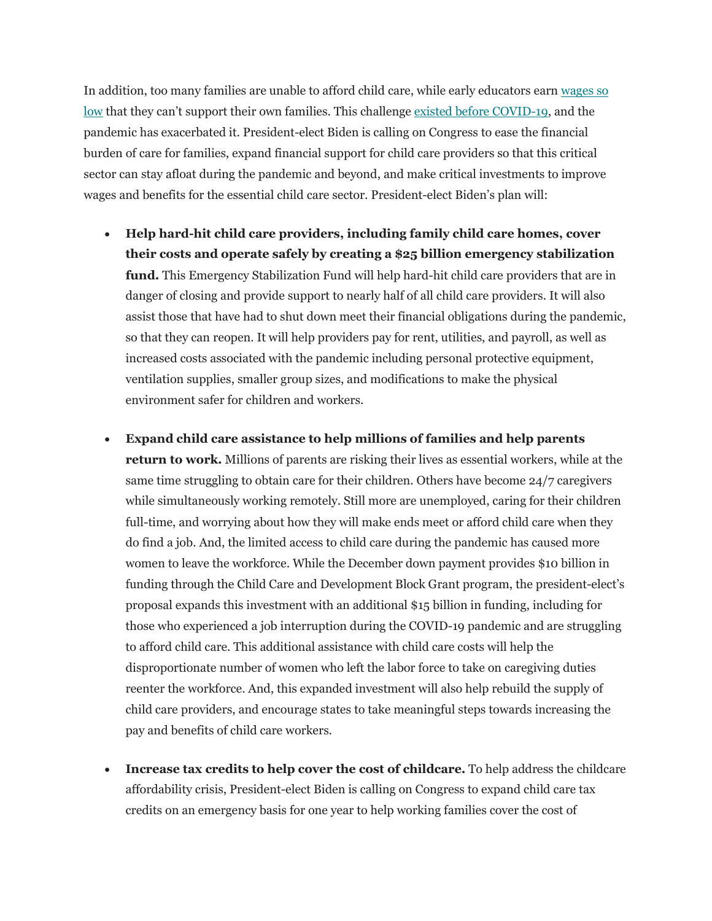In addition, too many families are unable to afford child care, while early educators earn wages so low that they can't support their own families. This challenge existed before COVID-19, and the pandemic has exacerbated it. President-elect Biden is calling on Congress to ease the financial burden of care for families, expand financial support for child care providers so that this critical sector can stay afloat during the pandemic and beyond, and make critical investments to improve wages and benefits for the essential child care sector. President-elect Biden's plan will:

- **Help hard-hit child care providers, including family child care homes, cover their costs and operate safely by creating a $25 billion emergency stabilization fund.** This Emergency Stabilization Fund will help hard-hit child care providers that are in danger of closing and provide support to nearly half of all child care providers. It will also assist those that have had to shut down meet their financial obligations during the pandemic, so that they can reopen. It will help providers pay for rent, utilities, and payroll, as well as increased costs associated with the pandemic including personal protective equipment, ventilation supplies, smaller group sizes, and modifications to make the physical environment safer for children and workers.

- **Expand child care assistance to help millions of families and help parents return to work.** Millions of parents are risking their lives as essential workers, while at the same time struggling to obtain care for their children. Others have become 24/7 caregivers while simultaneously working remotely. Still more are unemployed, caring for their children full-time, and worrying about how they will make ends meet or afford child care when they do find a job. And, the limited access to child care during the pandemic has caused more women to leave the workforce. While the December down payment provides $10 billion in funding through the Child Care and Development Block Grant program, the president-elect's proposal expands this investment with an additional $15 billion in funding, including for those who experienced a job interruption during the COVID-19 pandemic and are struggling to afford child care. This additional assistance with child care costs will help the disproportionate number of women who left the labor force to take on caregiving duties reenter the workforce. And, this expanded investment will also help rebuild the supply of child care providers, and encourage states to take meaningful steps towards increasing the pay and benefits of child care workers.

- **Increase tax credits to help cover the cost of childcare.** To help address the childcare affordability crisis, President-elect Biden is calling on Congress to expand child care tax credits on an emergency basis for one year to help working families cover the cost of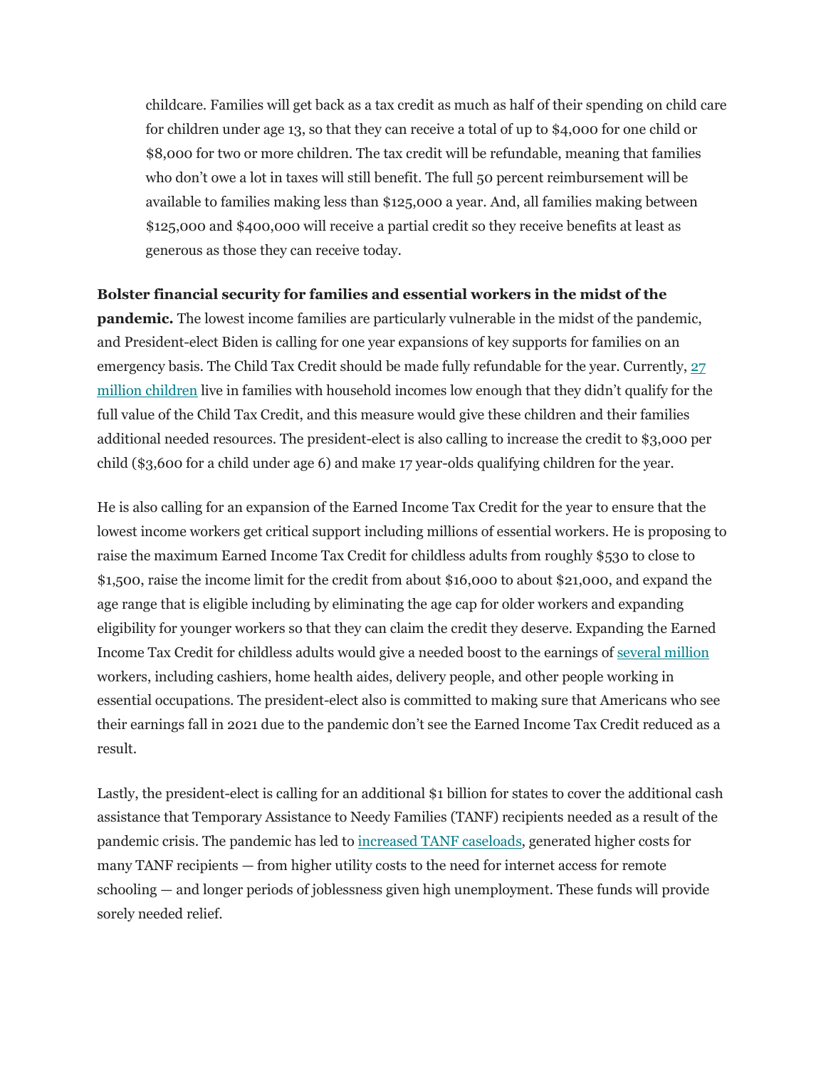childcare. Families will get back as a tax credit as much as half of their spending on child care for children under age 13, so that they can receive a total of up to $4,000 for one child or $8,000 for two or more children. The tax credit will be refundable, meaning that families who don't owe a lot in taxes will still benefit. The full 50 percent reimbursement will be available to families making less than $125,000 a year. And, all families making between $125,000 and $400,000 will receive a partial credit so they receive benefits at least as generous as those they can receive today.

**Bolster financial security for families and essential workers in the midst of the pandemic.** The lowest income families are particularly vulnerable in the midst of the pandemic, and President-elect Biden is calling for one year expansions of key supports for families on an emergency basis. The Child Tax Credit should be made fully refundable for the year. Currently, 27 million children live in families with household incomes low enough that they didn't qualify for the full value of the Child Tax Credit, and this measure would give these children and their families additional needed resources. The president-elect is also calling to increase the credit to $3,000 per child ($3,600 for a child under age 6) and make 17 year-olds qualifying children for the year.

He is also calling for an expansion of the Earned Income Tax Credit for the year to ensure that the lowest income workers get critical support including millions of essential workers. He is proposing to raise the maximum Earned Income Tax Credit for childless adults from roughly $530 to close to $1,500, raise the income limit for the credit from about $16,000 to about $21,000, and expand the age range that is eligible including by eliminating the age cap for older workers and expanding eligibility for younger workers so that they can claim the credit they deserve. Expanding the Earned Income Tax Credit for childless adults would give a needed boost to the earnings of several million workers, including cashiers, home health aides, delivery people, and other people working in essential occupations. The president-elect also is committed to making sure that Americans who see their earnings fall in 2021 due to the pandemic don't see the Earned Income Tax Credit reduced as a result.

Lastly, the president-elect is calling for an additional $1 billion for states to cover the additional cash assistance that Temporary Assistance to Needy Families (TANF) recipients needed as a result of the pandemic crisis. The pandemic has led to increased TANF caseloads, generated higher costs for many TANF recipients — from higher utility costs to the need for internet access for remote schooling — and longer periods of joblessness given high unemployment. These funds will provide sorely needed relief.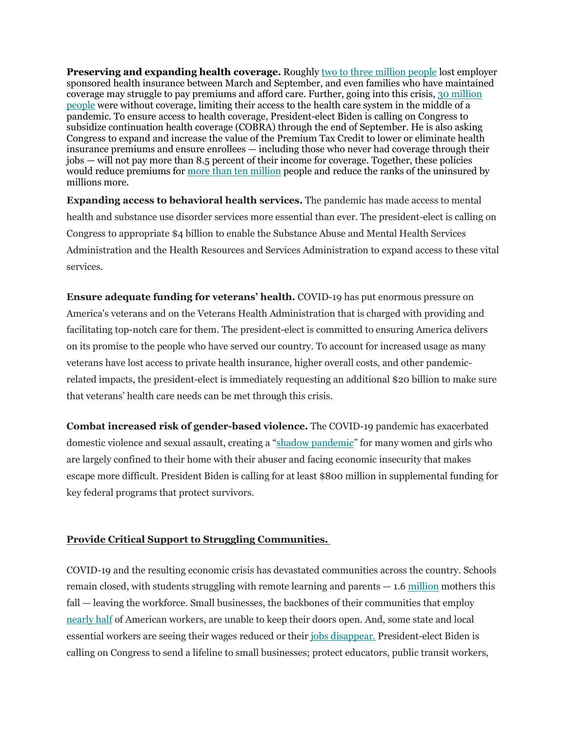**Preserving and expanding health coverage.** Roughly two to three million people lost employer sponsored health insurance between March and September, and even families who have maintained coverage may struggle to pay premiums and afford care. Further, going into this crisis, 30 million people were without coverage, limiting their access to the health care system in the middle of a pandemic. To ensure access to health coverage, President-elect Biden is calling on Congress to subsidize continuation health coverage (COBRA) through the end of September. He is also asking Congress to expand and increase the value of the Premium Tax Credit to lower or eliminate health insurance premiums and ensure enrollees — including those who never had coverage through their jobs — will not pay more than 8.5 percent of their income for coverage. Together, these policies would reduce premiums for more than ten million people and reduce the ranks of the uninsured by millions more.

**Expanding access to behavioral health services.** The pandemic has made access to mental health and substance use disorder services more essential than ever. The president-elect is calling on Congress to appropriate $4 billion to enable the Substance Abuse and Mental Health Services Administration and the Health Resources and Services Administration to expand access to these vital services.

**Ensure adequate funding for veterans' health.** COVID-19 has put enormous pressure on America's veterans and on the Veterans Health Administration that is charged with providing and facilitating top-notch care for them. The president-elect is committed to ensuring America delivers on its promise to the people who have served our country. To account for increased usage as many veterans have lost access to private health insurance, higher overall costs, and other pandemic-related impacts, the president-elect is immediately requesting an additional $20 billion to make sure that veterans' health care needs can be met through this crisis.

**Combat increased risk of gender-based violence.** The COVID-19 pandemic has exacerbated domestic violence and sexual assault, creating a "shadow pandemic" for many women and girls who are largely confined to their home with their abuser and facing economic insecurity that makes escape more difficult. President Biden is calling for at least $800 million in supplemental funding for key federal programs that protect survivors.

**Provide Critical Support to Struggling Communities.**

COVID-19 and the resulting economic crisis has devastated communities across the country. Schools remain closed, with students struggling with remote learning and parents — 1.6 million mothers this fall — leaving the workforce. Small businesses, the backbones of their communities that employ nearly half of American workers, are unable to keep their doors open. And, some state and local essential workers are seeing their wages reduced or their jobs disappear. President-elect Biden is calling on Congress to send a lifeline to small businesses; protect educators, public transit workers,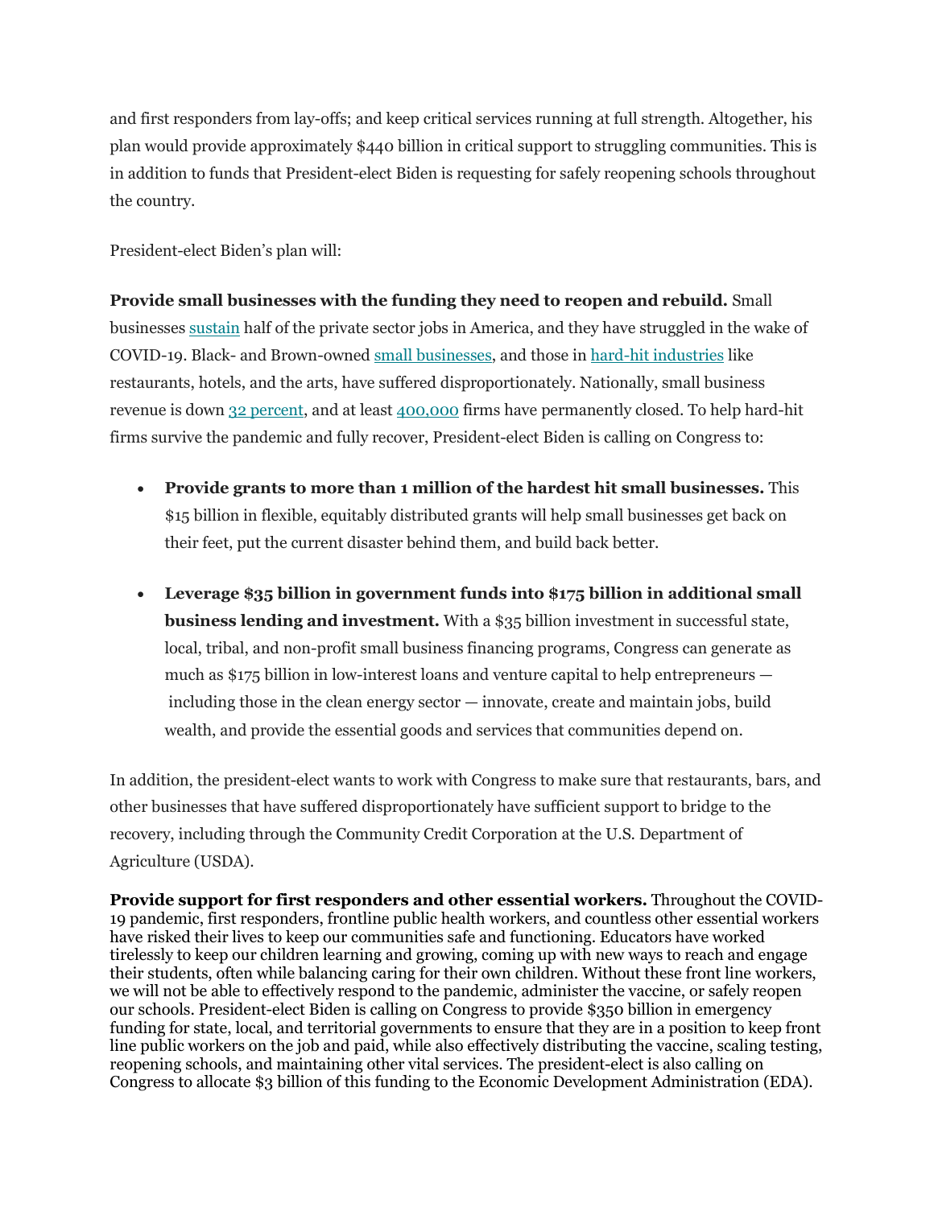and first responders from lay-offs; and keep critical services running at full strength. Altogether, his plan would provide approximately $440 billion in critical support to struggling communities. This is in addition to funds that President-elect Biden is requesting for safely reopening schools throughout the country.

President-elect Biden's plan will:

**Provide small businesses with the funding they need to reopen and rebuild.** Small businesses sustain half of the private sector jobs in America, and they have struggled in the wake of COVID-19. Black- and Brown-owned small businesses, and those in hard-hit industries like restaurants, hotels, and the arts, have suffered disproportionately. Nationally, small business revenue is down 32 percent, and at least 400,000 firms have permanently closed. To help hard-hit firms survive the pandemic and fully recover, President-elect Biden is calling on Congress to:

- **Provide grants to more than 1 million of the hardest hit small businesses.** This $15 billion in flexible, equitably distributed grants will help small businesses get back on their feet, put the current disaster behind them, and build back better.

- **Leverage $35 billion in government funds into $175 billion in additional small business lending and investment.** With a $35 billion investment in successful state, local, tribal, and non-profit small business financing programs, Congress can generate as much as $175 billion in low-interest loans and venture capital to help entrepreneurs — including those in the clean energy sector — innovate, create and maintain jobs, build wealth, and provide the essential goods and services that communities depend on.

In addition, the president-elect wants to work with Congress to make sure that restaurants, bars, and other businesses that have suffered disproportionately have sufficient support to bridge to the recovery, including through the Community Credit Corporation at the U.S. Department of Agriculture (USDA).

**Provide support for first responders and other essential workers.** Throughout the COVID-19 pandemic, first responders, frontline public health workers, and countless other essential workers have risked their lives to keep our communities safe and functioning. Educators have worked tirelessly to keep our children learning and growing, coming up with new ways to reach and engage their students, often while balancing caring for their own children. Without these front line workers, we will not be able to effectively respond to the pandemic, administer the vaccine, or safely reopen our schools. President-elect Biden is calling on Congress to provide $350 billion in emergency funding for state, local, and territorial governments to ensure that they are in a position to keep front line public workers on the job and paid, while also effectively distributing the vaccine, scaling testing, reopening schools, and maintaining other vital services. The president-elect is also calling on Congress to allocate $3 billion of this funding to the Economic Development Administration (EDA).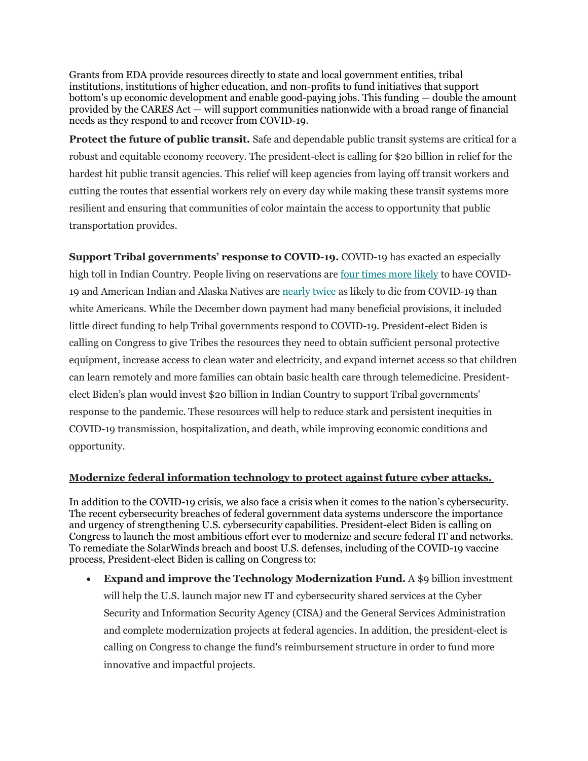Grants from EDA provide resources directly to state and local government entities, tribal institutions, institutions of higher education, and non-profits to fund initiatives that support bottom's up economic development and enable good-paying jobs. This funding — double the amount provided by the CARES Act — will support communities nationwide with a broad range of financial needs as they respond to and recover from COVID-19.

**Protect the future of public transit.** Safe and dependable public transit systems are critical for a robust and equitable economy recovery. The president-elect is calling for $20 billion in relief for the hardest hit public transit agencies. This relief will keep agencies from laying off transit workers and cutting the routes that essential workers rely on every day while making these transit systems more resilient and ensuring that communities of color maintain the access to opportunity that public transportation provides.

**Support Tribal governments' response to COVID-19.** COVID-19 has exacted an especially high toll in Indian Country. People living on reservations are four times more likely to have COVID-19 and American Indian and Alaska Natives are nearly twice as likely to die from COVID-19 than white Americans. While the December down payment had many beneficial provisions, it included little direct funding to help Tribal governments respond to COVID-19. President-elect Biden is calling on Congress to give Tribes the resources they need to obtain sufficient personal protective equipment, increase access to clean water and electricity, and expand internet access so that children can learn remotely and more families can obtain basic health care through telemedicine. President-elect Biden's plan would invest $20 billion in Indian Country to support Tribal governments' response to the pandemic. These resources will help to reduce stark and persistent inequities in COVID-19 transmission, hospitalization, and death, while improving economic conditions and opportunity.

**Modernize federal information technology to protect against future cyber attacks.**

In addition to the COVID-19 crisis, we also face a crisis when it comes to the nation's cybersecurity. The recent cybersecurity breaches of federal government data systems underscore the importance and urgency of strengthening U.S. cybersecurity capabilities. President-elect Biden is calling on Congress to launch the most ambitious effort ever to modernize and secure federal IT and networks. To remediate the SolarWinds breach and boost U.S. defenses, including of the COVID-19 vaccine process, President-elect Biden is calling on Congress to:

- **Expand and improve the Technology Modernization Fund.** A $9 billion investment will help the U.S. launch major new IT and cybersecurity shared services at the Cyber Security and Information Security Agency (CISA) and the General Services Administration and complete modernization projects at federal agencies. In addition, the president-elect is calling on Congress to change the fund's reimbursement structure in order to fund more innovative and impactful projects.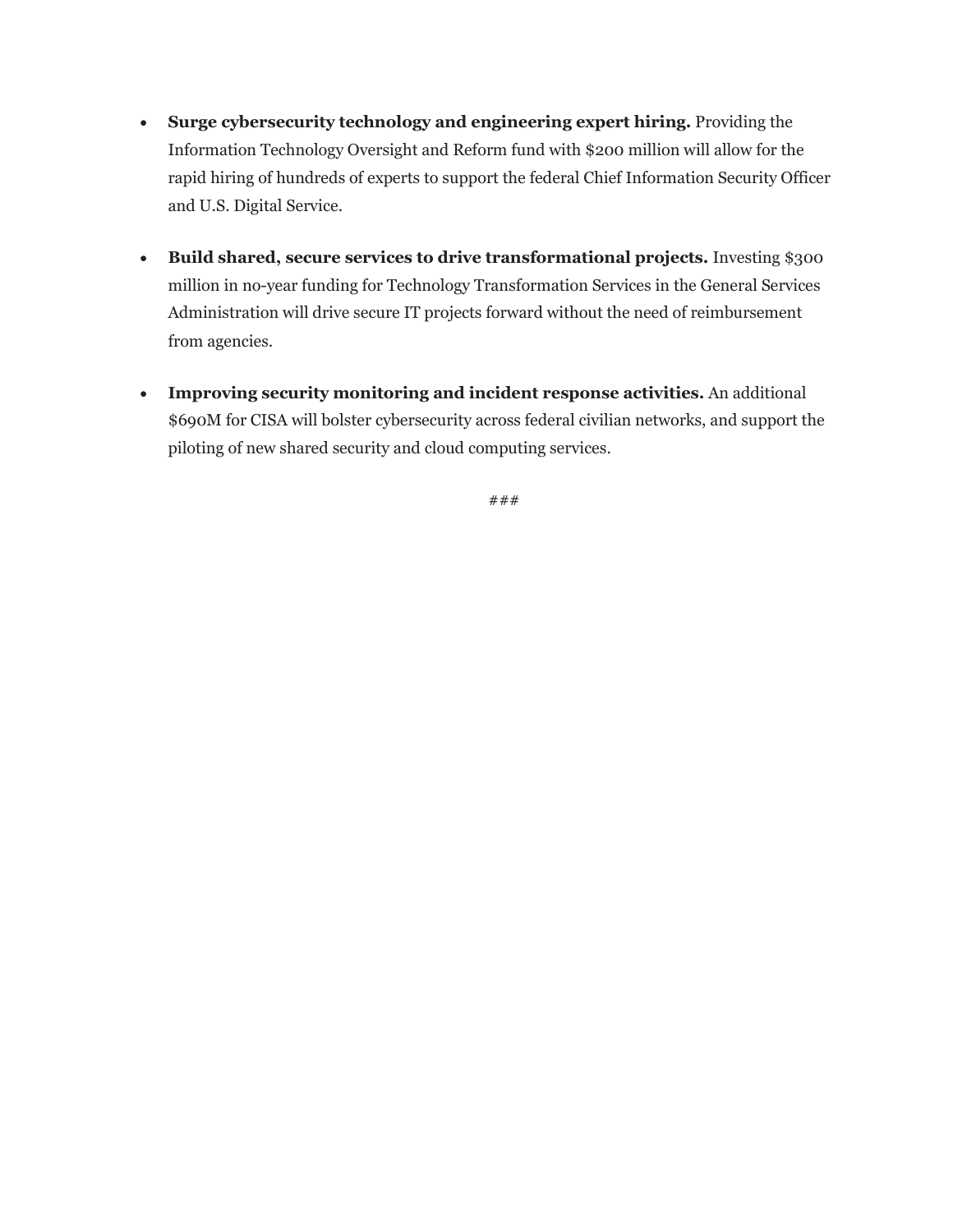- **Surge cybersecurity technology and engineering expert hiring.** Providing the Information Technology Oversight and Reform fund with $200 million will allow for the rapid hiring of hundreds of experts to support the federal Chief Information Security Officer and U.S. Digital Service.

- **Build shared, secure services to drive transformational projects.** Investing $300 million in no-year funding for Technology Transformation Services in the General Services Administration will drive secure IT projects forward without the need of reimbursement from agencies.

- **Improving security monitoring and incident response activities.** An additional $690M for CISA will bolster cybersecurity across federal civilian networks, and support the piloting of new shared security and cloud computing services.

###